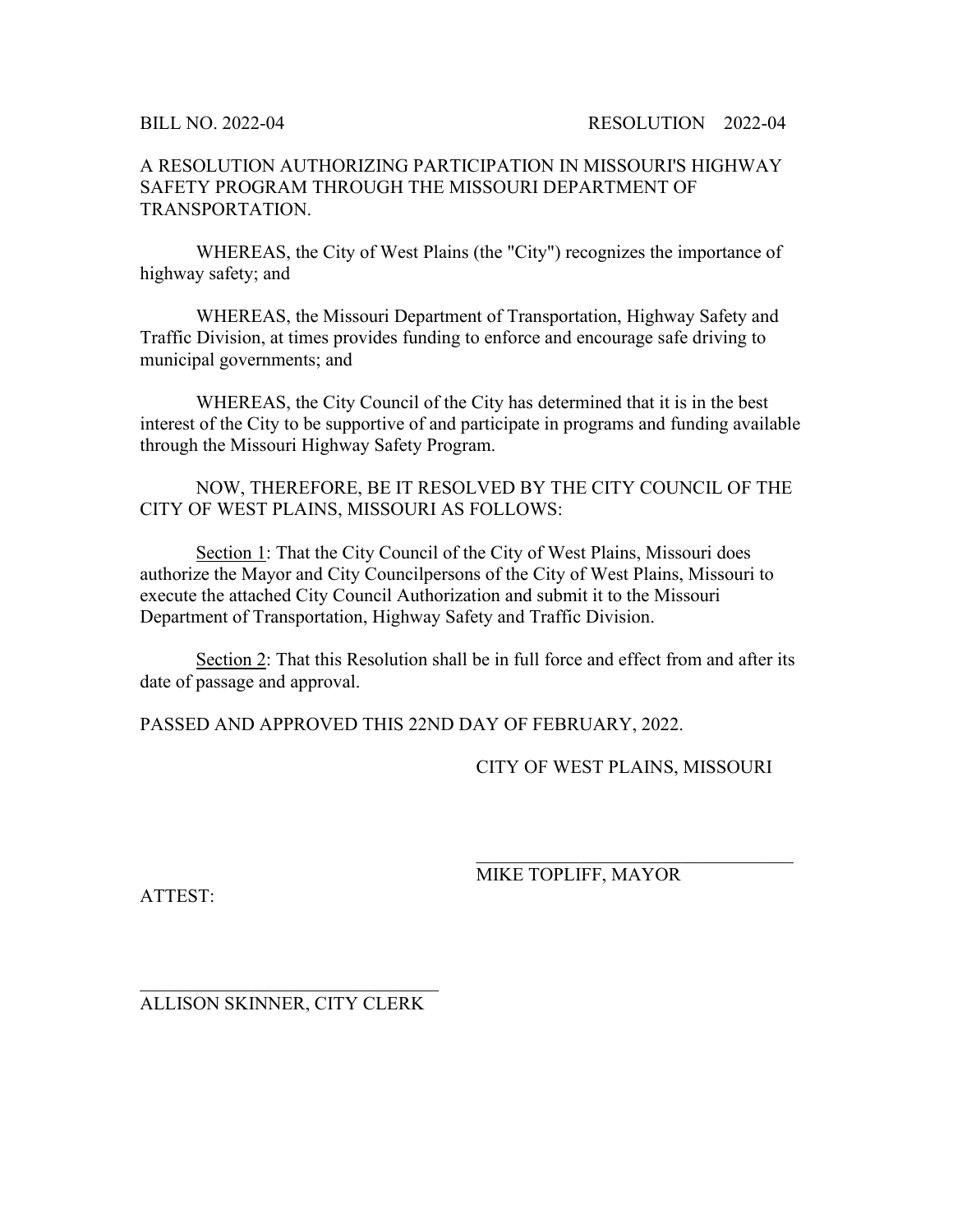BILL NO. 2022-04 RESOLUTION 2022-04

A RESOLUTION AUTHORIZING PARTICIPATION IN MISSOURI'S HIGHWAY SAFETY PROGRAM THROUGH THE MISSOURI DEPARTMENT OF TRANSPORTATION.

WHEREAS, the City of West Plains (the "City") recognizes the importance of highway safety; and

WHEREAS, the Missouri Department of Transportation, Highway Safety and Traffic Division, at times provides funding to enforce and encourage safe driving to municipal governments; and

WHEREAS, the City Council of the City has determined that it is in the best interest of the City to be supportive of and participate in programs and funding available through the Missouri Highway Safety Program.

NOW, THEREFORE, BE IT RESOLVED BY THE CITY COUNCIL OF THE CITY OF WEST PLAINS, MISSOURI AS FOLLOWS:

<u>Section 1</u>: That the City Council of the City of West Plains, Missouri does authorize the Mayor and City Councilpersons of the City of West Plains, Missouri to execute the attached City Council Authorization and submit it to the Missouri Department of Transportation, Highway Safety and Traffic Division.

<u>Section 2</u>: That this Resolution shall be in full force and effect from and after its date of passage and approval.

PASSED AND APPROVED THIS 22ND DAY OF FEBRUARY, 2022.

CITY OF WEST PLAINS, MISSOURI

\_\_\_\_\_\_\_\_\_\_\_\_\_\_\_\_\_\_\_\_\_\_\_\_\_\_\_\_\_\_\_\_\_\_

MIKE TOPLIFF, MAYOR

ATTEST:

\_\_\_\_\_\_\_\_\_\_\_\_\_\_\_\_\_\_\_\_\_\_\_\_\_\_\_\_\_\_\_\_\_\_

ALLISON SKINNER, CITY CLERK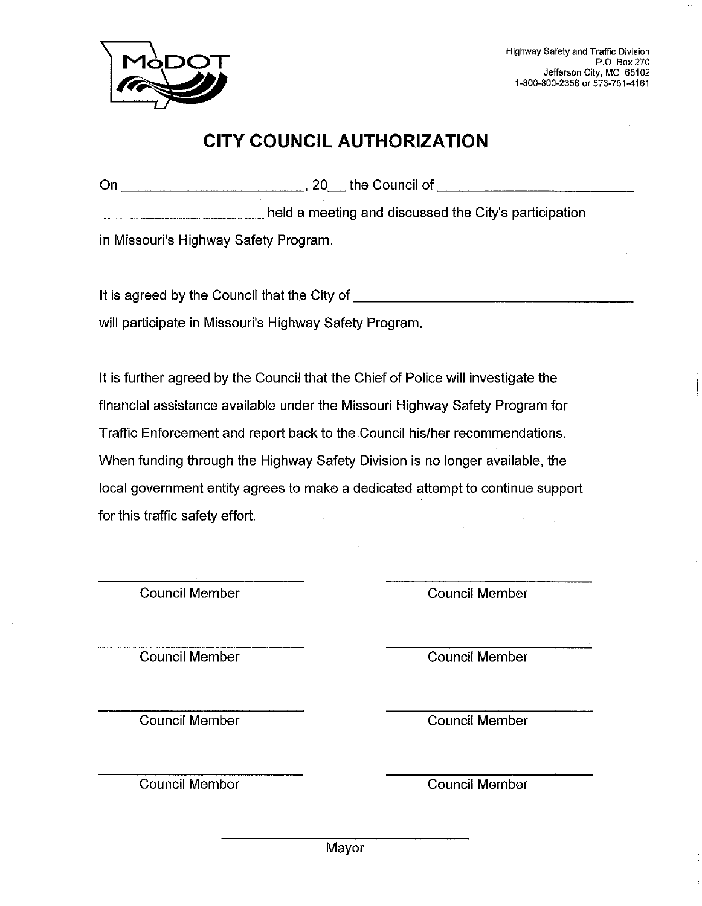Highway Safety and Traffic Division
P.O. Box 270
Jefferson City, MO 65102
1-800-800-2358 or 573-751-4161

# CITY COUNCIL AUTHORIZATION

On ________________________, 20___ the Council of ________________________

________________________ held a meeting and discussed the City's participation in Missouri's Highway Safety Program.

It is agreed by the Council that the City of ____________________________________ will participate in Missouri's Highway Safety Program.

It is further agreed by the Council that the Chief of Police will investigate the financial assistance available under the Missouri Highway Safety Program for Traffic Enforcement and report back to the Council his/her recommendations. When funding through the Highway Safety Division is no longer available, the local government entity agrees to make a dedicated attempt to continue support for this traffic safety effort.

| | |
|---|---|
| ________________________ Council Member | ________________________ Council Member |
| ________________________ Council Member | ________________________ Council Member |
| ________________________ Council Member | ________________________ Council Member |
| ________________________ Council Member | ________________________ Council Member |

________________________
Mayor